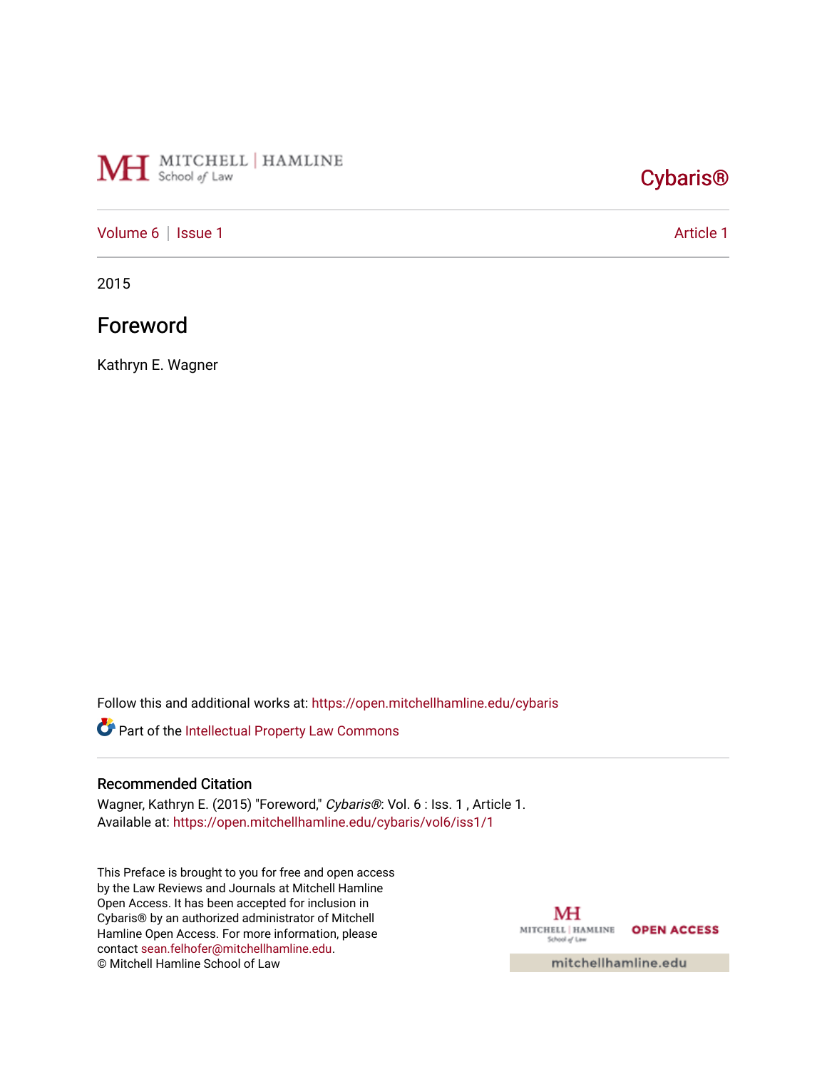MITCHELL | HAMLINE School of Law

Cybaris®

Volume 6 | Issue 1 Article 1

2015

# Foreword

Kathryn E. Wagner

Follow this and additional works at: https://open.mitchellhamline.edu/cybaris

Part of the Intellectual Property Law Commons

## Recommended Citation

Wagner, Kathryn E. (2015) "Foreword," *Cybaris®*: Vol. 6 : Iss. 1 , Article 1.
Available at: https://open.mitchellhamline.edu/cybaris/vol6/iss1/1

This Preface is brought to you for free and open access by the Law Reviews and Journals at Mitchell Hamline Open Access. It has been accepted for inclusion in Cybaris® by an authorized administrator of Mitchell Hamline Open Access. For more information, please contact sean.felhofer@mitchellhamline.edu.
© Mitchell Hamline School of Law

MITCHELL | HAMLINE School of Law OPEN ACCESS

mitchellhamline.edu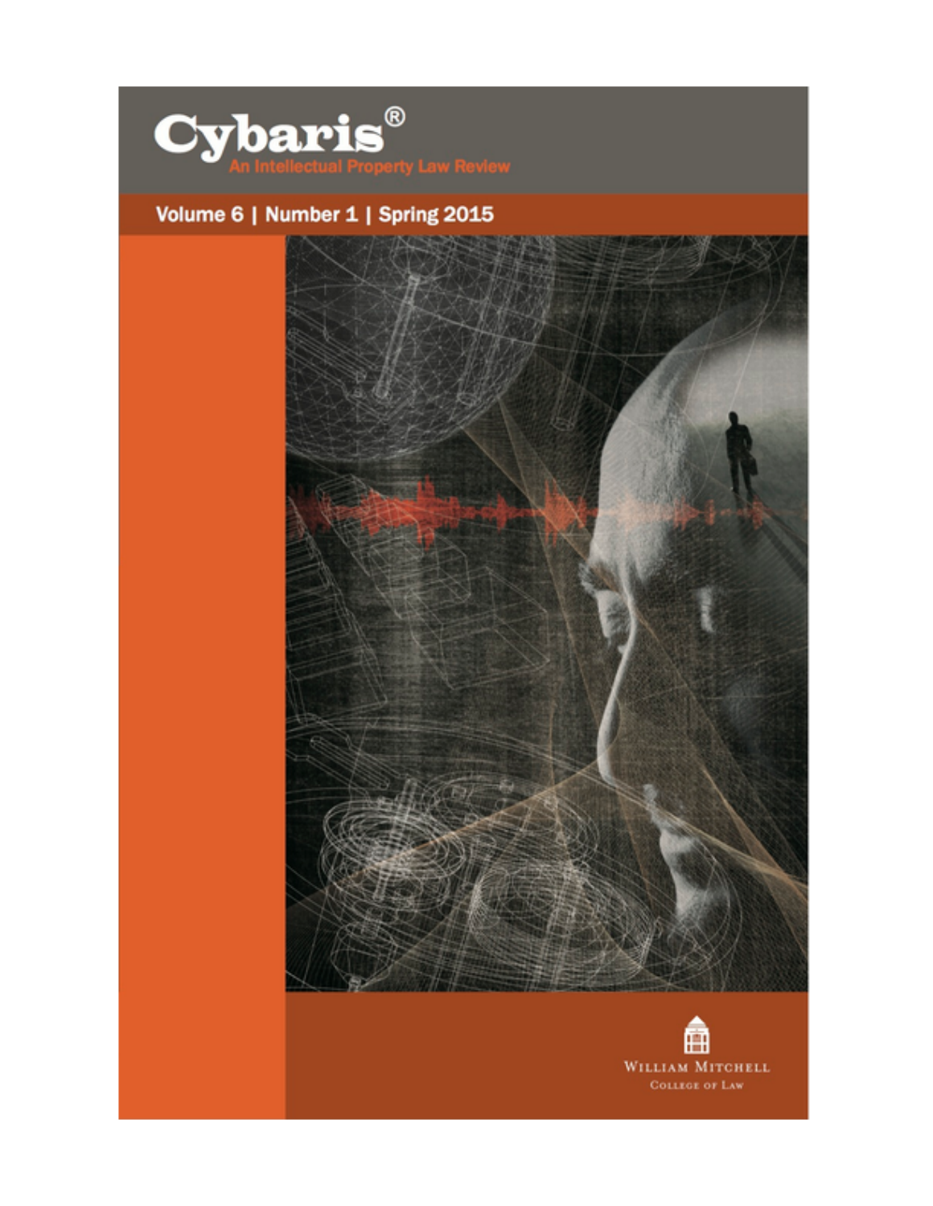# Cybaris®

An Intellectual Property Law Review

Volume 6 | Number 1 | Spring 2015

William Mitchell College of Law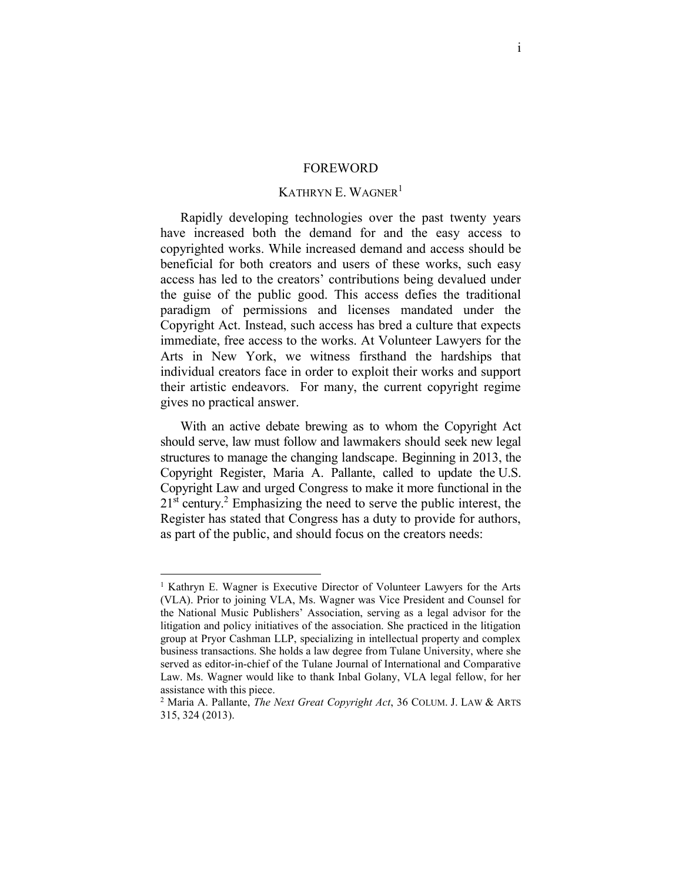# FOREWORD

## KATHRYN E. WAGNER[1]

Rapidly developing technologies over the past twenty years have increased both the demand for and the easy access to copyrighted works. While increased demand and access should be beneficial for both creators and users of these works, such easy access has led to the creators' contributions being devalued under the guise of the public good. This access defies the traditional paradigm of permissions and licenses mandated under the Copyright Act. Instead, such access has bred a culture that expects immediate, free access to the works. At Volunteer Lawyers for the Arts in New York, we witness firsthand the hardships that individual creators face in order to exploit their works and support their artistic endeavors. For many, the current copyright regime gives no practical answer.

With an active debate brewing as to whom the Copyright Act should serve, law must follow and lawmakers should seek new legal structures to manage the changing landscape. Beginning in 2013, the Copyright Register, Maria A. Pallante, called to update the U.S. Copyright Law and urged Congress to make it more functional in the 21st century.[2] Emphasizing the need to serve the public interest, the Register has stated that Congress has a duty to provide for authors, as part of the public, and should focus on the creators needs:

---

[1] Kathryn E. Wagner is Executive Director of Volunteer Lawyers for the Arts (VLA). Prior to joining VLA, Ms. Wagner was Vice President and Counsel for the National Music Publishers' Association, serving as a legal advisor for the litigation and policy initiatives of the association. She practiced in the litigation group at Pryor Cashman LLP, specializing in intellectual property and complex business transactions. She holds a law degree from Tulane University, where she served as editor-in-chief of the Tulane Journal of International and Comparative Law. Ms. Wagner would like to thank Inbal Golany, VLA legal fellow, for her assistance with this piece.

[2] Maria A. Pallante, *The Next Great Copyright Act*, 36 COLUM. J. LAW & ARTS 315, 324 (2013).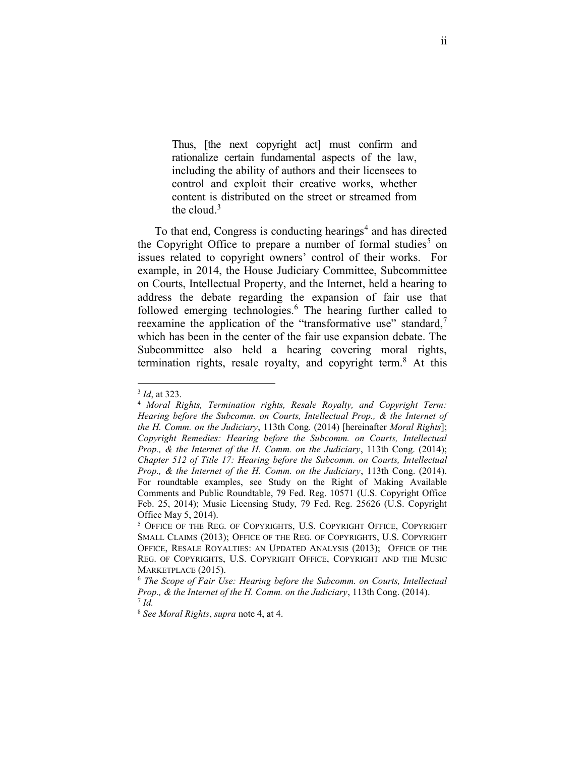> Thus, [the next copyright act] must confirm and rationalize certain fundamental aspects of the law, including the ability of authors and their licensees to control and exploit their creative works, whether content is distributed on the street or streamed from the cloud.[3]

To that end, Congress is conducting hearings[4] and has directed the Copyright Office to prepare a number of formal studies[5] on issues related to copyright owners' control of their works. For example, in 2014, the House Judiciary Committee, Subcommittee on Courts, Intellectual Property, and the Internet, held a hearing to address the debate regarding the expansion of fair use that followed emerging technologies.[6] The hearing further called to reexamine the application of the "transformative use" standard,[7] which has been in the center of the fair use expansion debate. The Subcommittee also held a hearing covering moral rights, termination rights, resale royalty, and copyright term.[8] At this

---

[3] *Id*, at 323.

[4] *Moral Rights, Termination rights, Resale Royalty, and Copyright Term: Hearing before the Subcomm. on Courts, Intellectual Prop., & the Internet of the H. Comm. on the Judiciary*, 113th Cong. (2014) [hereinafter *Moral Rights*]; *Copyright Remedies: Hearing before the Subcomm. on Courts, Intellectual Prop., & the Internet of the H. Comm. on the Judiciary*, 113th Cong. (2014); *Chapter 512 of Title 17: Hearing before the Subcomm. on Courts, Intellectual Prop., & the Internet of the H. Comm. on the Judiciary*, 113th Cong. (2014). For roundtable examples, see Study on the Right of Making Available Comments and Public Roundtable, 79 Fed. Reg. 10571 (U.S. Copyright Office Feb. 25, 2014); Music Licensing Study, 79 Fed. Reg. 25626 (U.S. Copyright Office May 5, 2014).

[5] OFFICE OF THE REG. OF COPYRIGHTS, U.S. COPYRIGHT OFFICE, COPYRIGHT SMALL CLAIMS (2013); OFFICE OF THE REG. OF COPYRIGHTS, U.S. COPYRIGHT OFFICE, RESALE ROYALTIES: AN UPDATED ANALYSIS (2013); OFFICE OF THE REG. OF COPYRIGHTS, U.S. COPYRIGHT OFFICE, COPYRIGHT AND THE MUSIC MARKETPLACE (2015).

[6] *The Scope of Fair Use: Hearing before the Subcomm. on Courts, Intellectual Prop., & the Internet of the H. Comm. on the Judiciary*, 113th Cong. (2014).

[7] *Id.*

[8] *See Moral Rights*, *supra* note 4, at 4.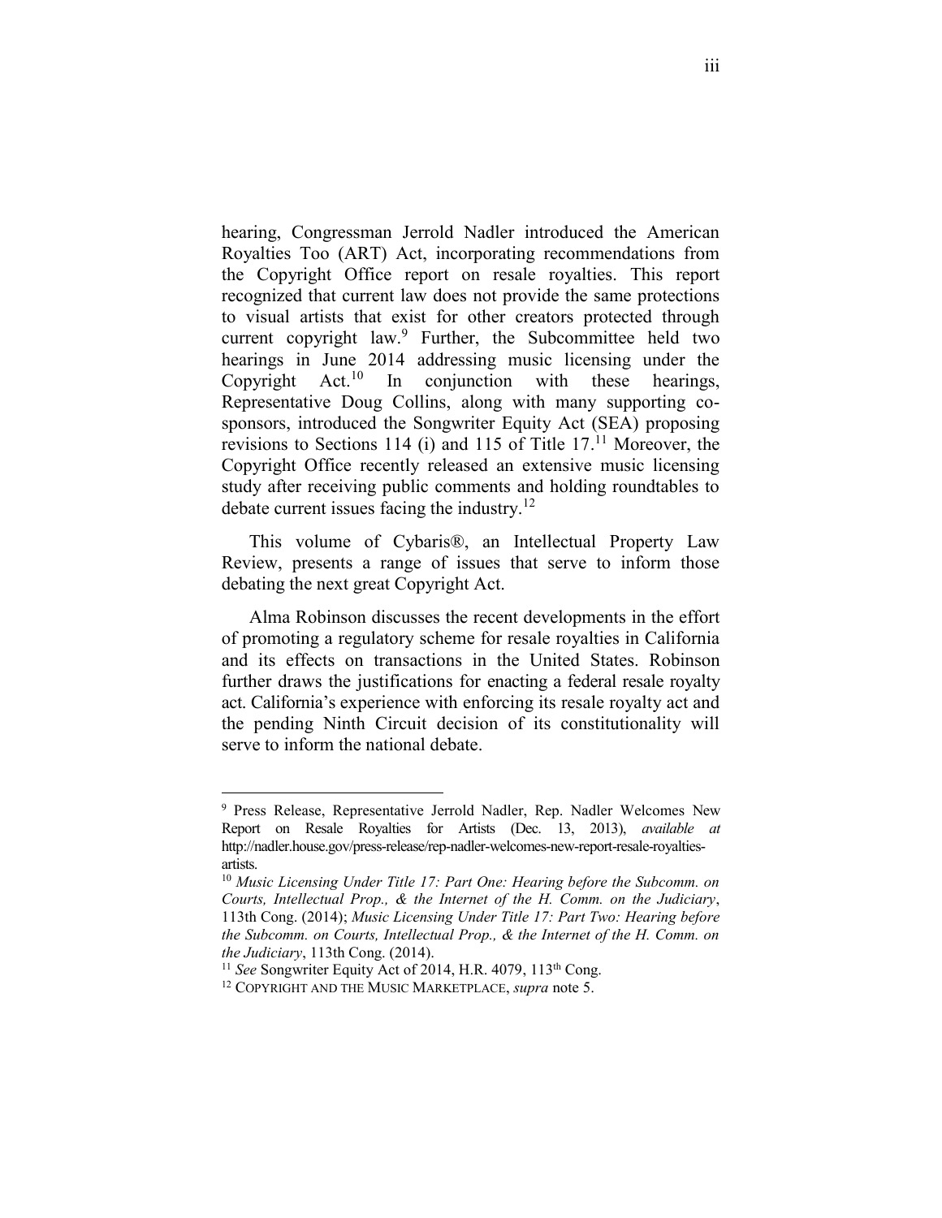hearing, Congressman Jerrold Nadler introduced the American Royalties Too (ART) Act, incorporating recommendations from the Copyright Office report on resale royalties. This report recognized that current law does not provide the same protections to visual artists that exist for other creators protected through current copyright law.[9] Further, the Subcommittee held two hearings in June 2014 addressing music licensing under the Copyright Act.[10] In conjunction with these hearings, Representative Doug Collins, along with many supporting co-sponsors, introduced the Songwriter Equity Act (SEA) proposing revisions to Sections 114 (i) and 115 of Title 17.[11] Moreover, the Copyright Office recently released an extensive music licensing study after receiving public comments and holding roundtables to debate current issues facing the industry.[12]

This volume of Cybaris®, an Intellectual Property Law Review, presents a range of issues that serve to inform those debating the next great Copyright Act.

Alma Robinson discusses the recent developments in the effort of promoting a regulatory scheme for resale royalties in California and its effects on transactions in the United States. Robinson further draws the justifications for enacting a federal resale royalty act. California's experience with enforcing its resale royalty act and the pending Ninth Circuit decision of its constitutionality will serve to inform the national debate.

---

[9] Press Release, Representative Jerrold Nadler, Rep. Nadler Welcomes New Report on Resale Royalties for Artists (Dec. 13, 2013), *available at* http://nadler.house.gov/press-release/rep-nadler-welcomes-new-report-resale-royalties-artists.

[10] *Music Licensing Under Title 17: Part One: Hearing before the Subcomm. on Courts, Intellectual Prop., & the Internet of the H. Comm. on the Judiciary*, 113th Cong. (2014); *Music Licensing Under Title 17: Part Two: Hearing before the Subcomm. on Courts, Intellectual Prop., & the Internet of the H. Comm. on the Judiciary*, 113th Cong. (2014).

[11] *See* Songwriter Equity Act of 2014, H.R. 4079, 113th Cong.

[12] COPYRIGHT AND THE MUSIC MARKETPLACE, *supra* note 5.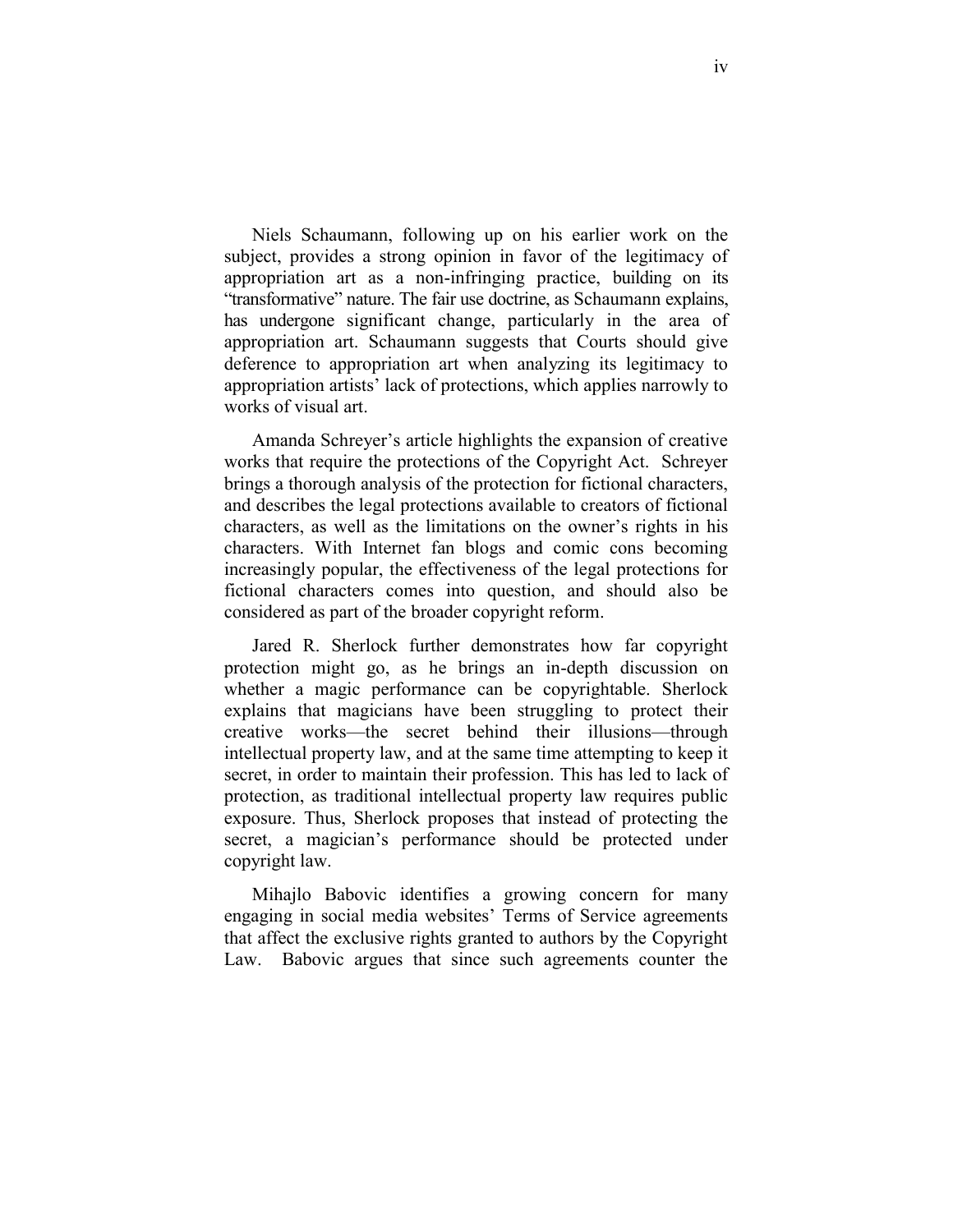Niels Schaumann, following up on his earlier work on the subject, provides a strong opinion in favor of the legitimacy of appropriation art as a non-infringing practice, building on its "transformative" nature. The fair use doctrine, as Schaumann explains, has undergone significant change, particularly in the area of appropriation art. Schaumann suggests that Courts should give deference to appropriation art when analyzing its legitimacy to appropriation artists' lack of protections, which applies narrowly to works of visual art.

Amanda Schreyer's article highlights the expansion of creative works that require the protections of the Copyright Act. Schreyer brings a thorough analysis of the protection for fictional characters, and describes the legal protections available to creators of fictional characters, as well as the limitations on the owner's rights in his characters. With Internet fan blogs and comic cons becoming increasingly popular, the effectiveness of the legal protections for fictional characters comes into question, and should also be considered as part of the broader copyright reform.

Jared R. Sherlock further demonstrates how far copyright protection might go, as he brings an in-depth discussion on whether a magic performance can be copyrightable. Sherlock explains that magicians have been struggling to protect their creative works—the secret behind their illusions—through intellectual property law, and at the same time attempting to keep it secret, in order to maintain their profession. This has led to lack of protection, as traditional intellectual property law requires public exposure. Thus, Sherlock proposes that instead of protecting the secret, a magician's performance should be protected under copyright law.

Mihajlo Babovic identifies a growing concern for many engaging in social media websites' Terms of Service agreements that affect the exclusive rights granted to authors by the Copyright Law. Babovic argues that since such agreements counter the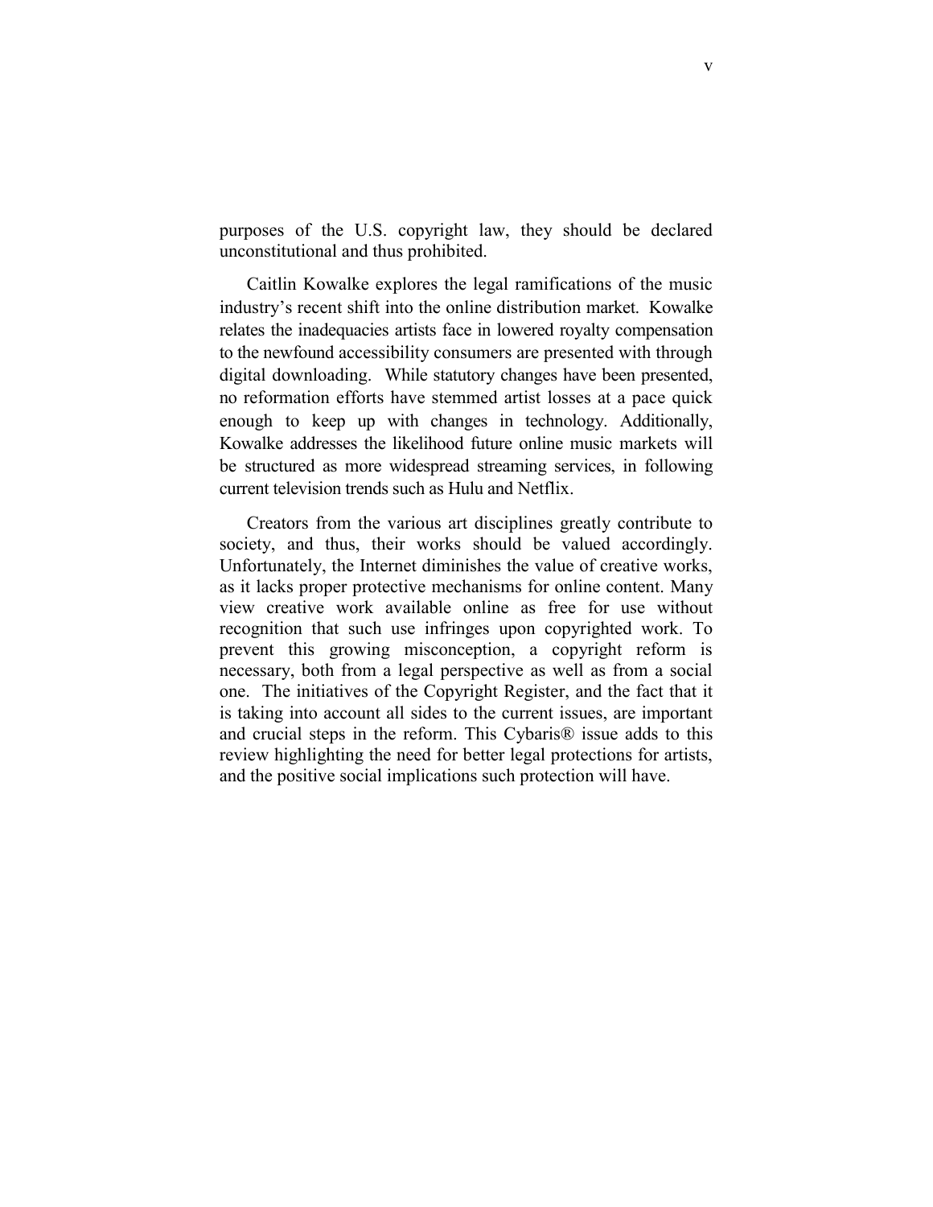purposes of the U.S. copyright law, they should be declared unconstitutional and thus prohibited.

Caitlin Kowalke explores the legal ramifications of the music industry's recent shift into the online distribution market. Kowalke relates the inadequacies artists face in lowered royalty compensation to the newfound accessibility consumers are presented with through digital downloading. While statutory changes have been presented, no reformation efforts have stemmed artist losses at a pace quick enough to keep up with changes in technology. Additionally, Kowalke addresses the likelihood future online music markets will be structured as more widespread streaming services, in following current television trends such as Hulu and Netflix.

Creators from the various art disciplines greatly contribute to society, and thus, their works should be valued accordingly. Unfortunately, the Internet diminishes the value of creative works, as it lacks proper protective mechanisms for online content. Many view creative work available online as free for use without recognition that such use infringes upon copyrighted work. To prevent this growing misconception, a copyright reform is necessary, both from a legal perspective as well as from a social one. The initiatives of the Copyright Register, and the fact that it is taking into account all sides to the current issues, are important and crucial steps in the reform. This Cybaris® issue adds to this review highlighting the need for better legal protections for artists, and the positive social implications such protection will have.